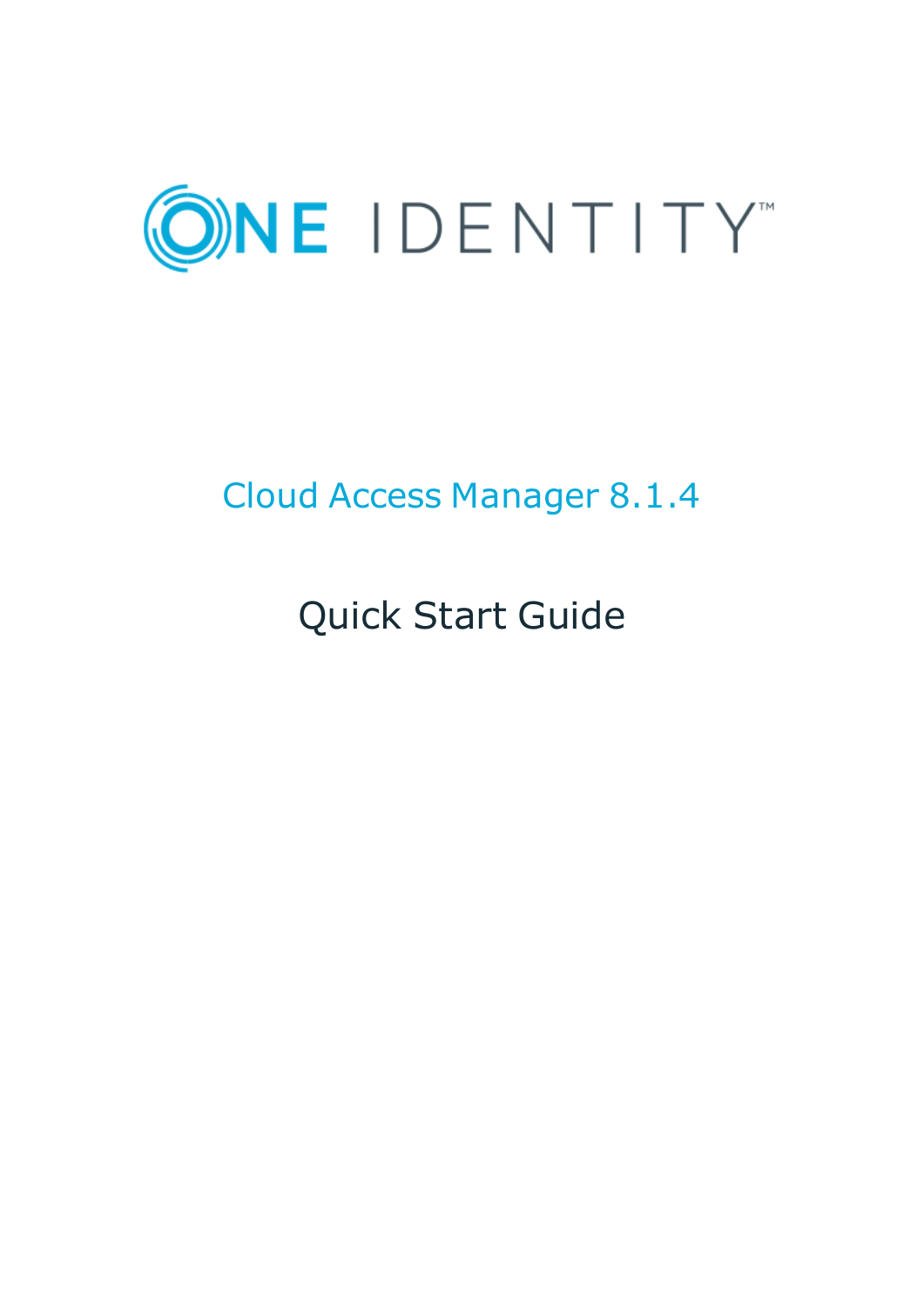ONE IDENTITY™

# Cloud Access Manager 8.1.4

## Quick Start Guide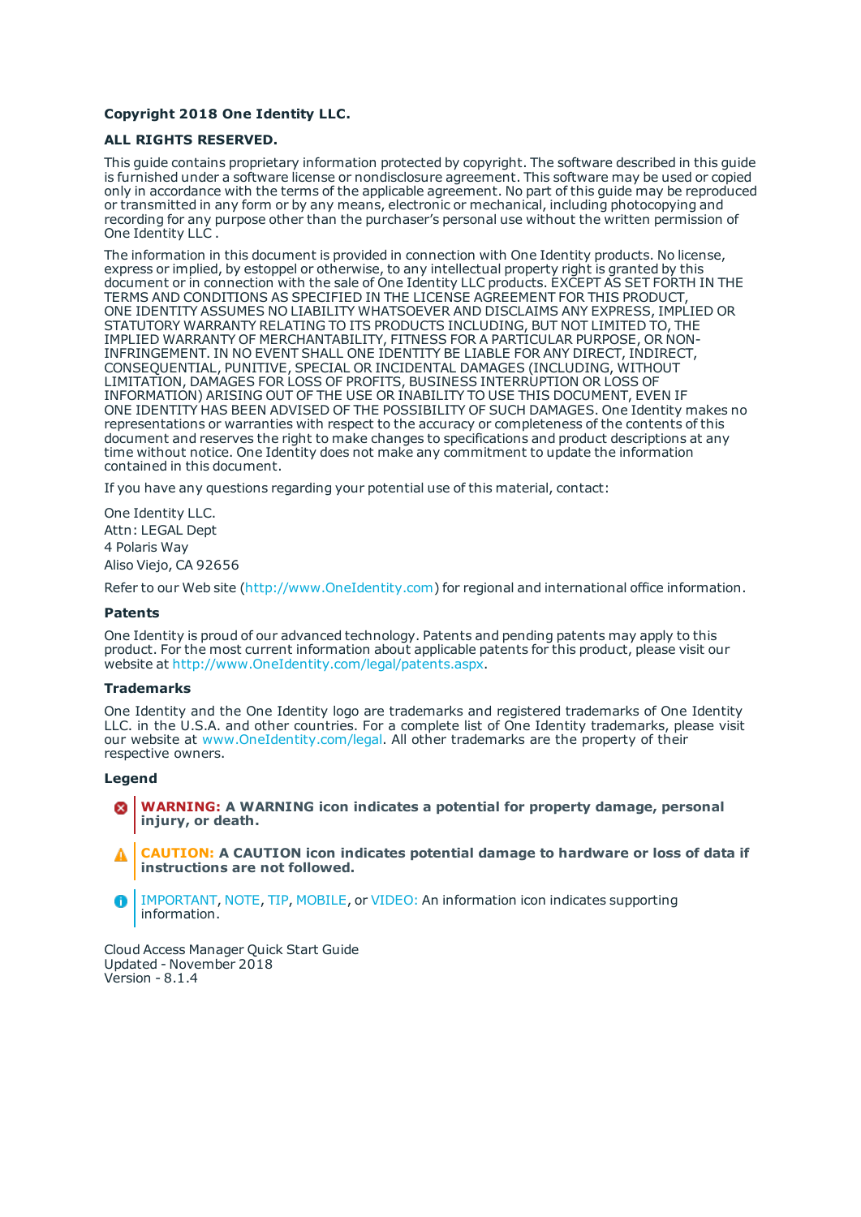**Copyright 2018 One Identity LLC.**

**ALL RIGHTS RESERVED.**

This guide contains proprietary information protected by copyright. The software described in this guide is furnished under a software license or nondisclosure agreement. This software may be used or copied only in accordance with the terms of the applicable agreement. No part of this guide may be reproduced or transmitted in any form or by any means, electronic or mechanical, including photocopying and recording for any purpose other than the purchaser's personal use without the written permission of One Identity LLC .

The information in this document is provided in connection with One Identity products. No license, express or implied, by estoppel or otherwise, to any intellectual property right is granted by this document or in connection with the sale of One Identity LLC products. EXCEPT AS SET FORTH IN THE TERMS AND CONDITIONS AS SPECIFIED IN THE LICENSE AGREEMENT FOR THIS PRODUCT, ONE IDENTITY ASSUMES NO LIABILITY WHATSOEVER AND DISCLAIMS ANY EXPRESS, IMPLIED OR STATUTORY WARRANTY RELATING TO ITS PRODUCTS INCLUDING, BUT NOT LIMITED TO, THE IMPLIED WARRANTY OF MERCHANTABILITY, FITNESS FOR A PARTICULAR PURPOSE, OR NON-INFRINGEMENT. IN NO EVENT SHALL ONE IDENTITY BE LIABLE FOR ANY DIRECT, INDIRECT, CONSEQUENTIAL, PUNITIVE, SPECIAL OR INCIDENTAL DAMAGES (INCLUDING, WITHOUT LIMITATION, DAMAGES FOR LOSS OF PROFITS, BUSINESS INTERRUPTION OR LOSS OF INFORMATION) ARISING OUT OF THE USE OR INABILITY TO USE THIS DOCUMENT, EVEN IF ONE IDENTITY HAS BEEN ADVISED OF THE POSSIBILITY OF SUCH DAMAGES. One Identity makes no representations or warranties with respect to the accuracy or completeness of the contents of this document and reserves the right to make changes to specifications and product descriptions at any time without notice. One Identity does not make any commitment to update the information contained in this document.

If you have any questions regarding your potential use of this material, contact:

One Identity LLC.
Attn: LEGAL Dept
4 Polaris Way
Aliso Viejo, CA 92656

Refer to our Web site (http://www.OneIdentity.com) for regional and international office information.

### Patents

One Identity is proud of our advanced technology. Patents and pending patents may apply to this product. For the most current information about applicable patents for this product, please visit our website at http://www.OneIdentity.com/legal/patents.aspx.

### Trademarks

One Identity and the One Identity logo are trademarks and registered trademarks of One Identity LLC. in the U.S.A. and other countries. For a complete list of One Identity trademarks, please visit our website at www.OneIdentity.com/legal. All other trademarks are the property of their respective owners.

### Legend

**WARNING: A WARNING icon indicates a potential for property damage, personal injury, or death.**

**CAUTION: A CAUTION icon indicates potential damage to hardware or loss of data if instructions are not followed.**

IMPORTANT, NOTE, TIP, MOBILE, or VIDEO: An information icon indicates supporting information.

Cloud Access Manager Quick Start Guide
Updated - November 2018
Version - 8.1.4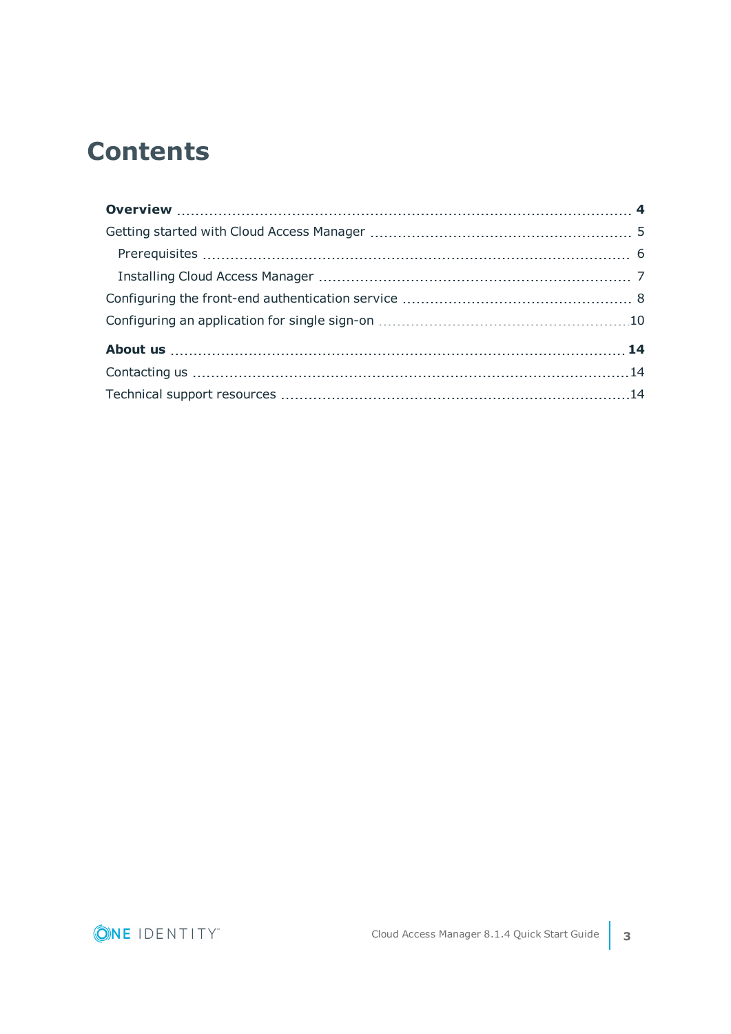# Contents

**Overview** 4

Getting started with Cloud Access Manager 5

- Prerequisites 6
- Installing Cloud Access Manager 7

Configuring the front-end authentication service 8

Configuring an application for single sign-on 10

**About us** 14

Contacting us 14

Technical support resources 14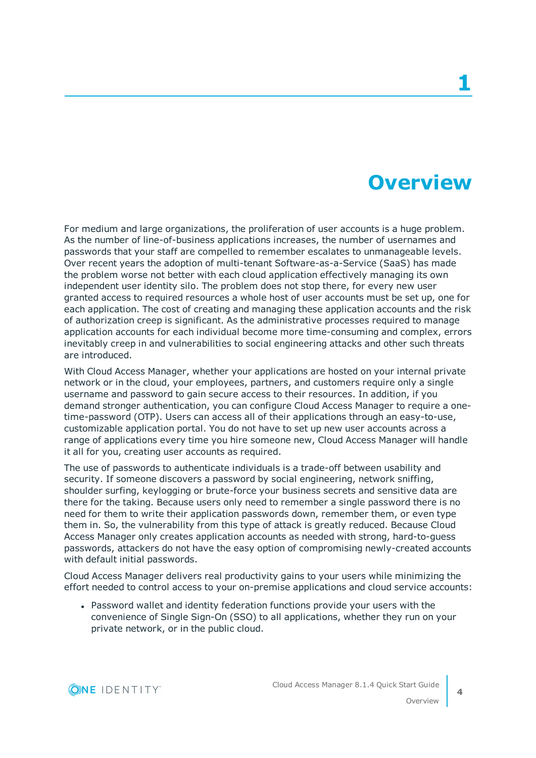# 1 Overview

For medium and large organizations, the proliferation of user accounts is a huge problem. As the number of line-of-business applications increases, the number of usernames and passwords that your staff are compelled to remember escalates to unmanageable levels. Over recent years the adoption of multi-tenant Software-as-a-Service (SaaS) has made the problem worse not better with each cloud application effectively managing its own independent user identity silo. The problem does not stop there, for every new user granted access to required resources a whole host of user accounts must be set up, one for each application. The cost of creating and managing these application accounts and the risk of authorization creep is significant. As the administrative processes required to manage application accounts for each individual become more time-consuming and complex, errors inevitably creep in and vulnerabilities to social engineering attacks and other such threats are introduced.

With Cloud Access Manager, whether your applications are hosted on your internal private network or in the cloud, your employees, partners, and customers require only a single username and password to gain secure access to their resources. In addition, if you demand stronger authentication, you can configure Cloud Access Manager to require a one-time-password (OTP). Users can access all of their applications through an easy-to-use, customizable application portal. You do not have to set up new user accounts across a range of applications every time you hire someone new, Cloud Access Manager will handle it all for you, creating user accounts as required.

The use of passwords to authenticate individuals is a trade-off between usability and security. If someone discovers a password by social engineering, network sniffing, shoulder surfing, keylogging or brute-force your business secrets and sensitive data are there for the taking. Because users only need to remember a single password there is no need for them to write their application passwords down, remember them, or even type them in. So, the vulnerability from this type of attack is greatly reduced. Because Cloud Access Manager only creates application accounts as needed with strong, hard-to-guess passwords, attackers do not have the easy option of compromising newly-created accounts with default initial passwords.

Cloud Access Manager delivers real productivity gains to your users while minimizing the effort needed to control access to your on-premise applications and cloud service accounts:

- Password wallet and identity federation functions provide your users with the convenience of Single Sign-On (SSO) to all applications, whether they run on your private network, or in the public cloud.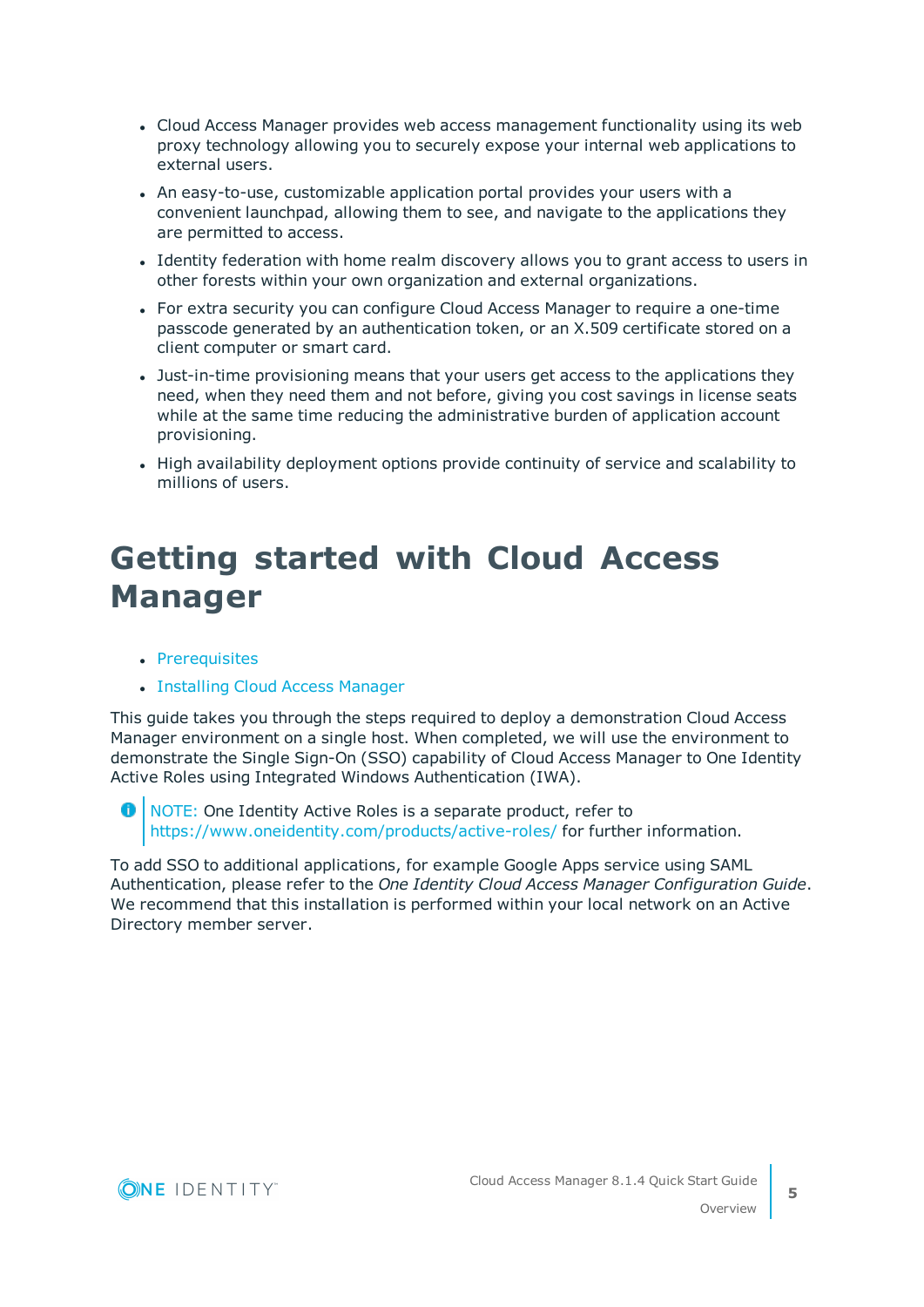- Cloud Access Manager provides web access management functionality using its web proxy technology allowing you to securely expose your internal web applications to external users.
- An easy-to-use, customizable application portal provides your users with a convenient launchpad, allowing them to see, and navigate to the applications they are permitted to access.
- Identity federation with home realm discovery allows you to grant access to users in other forests within your own organization and external organizations.
- For extra security you can configure Cloud Access Manager to require a one-time passcode generated by an authentication token, or an X.509 certificate stored on a client computer or smart card.
- Just-in-time provisioning means that your users get access to the applications they need, when they need them and not before, giving you cost savings in license seats while at the same time reducing the administrative burden of application account provisioning.
- High availability deployment options provide continuity of service and scalability to millions of users.

# Getting started with Cloud Access Manager

- Prerequisites
- Installing Cloud Access Manager

This guide takes you through the steps required to deploy a demonstration Cloud Access Manager environment on a single host. When completed, we will use the environment to demonstrate the Single Sign-On (SSO) capability of Cloud Access Manager to One Identity Active Roles using Integrated Windows Authentication (IWA).

> NOTE: One Identity Active Roles is a separate product, refer to https://www.oneidentity.com/products/active-roles/ for further information.

To add SSO to additional applications, for example Google Apps service using SAML Authentication, please refer to the *One Identity Cloud Access Manager Configuration Guide*. We recommend that this installation is performed within your local network on an Active Directory member server.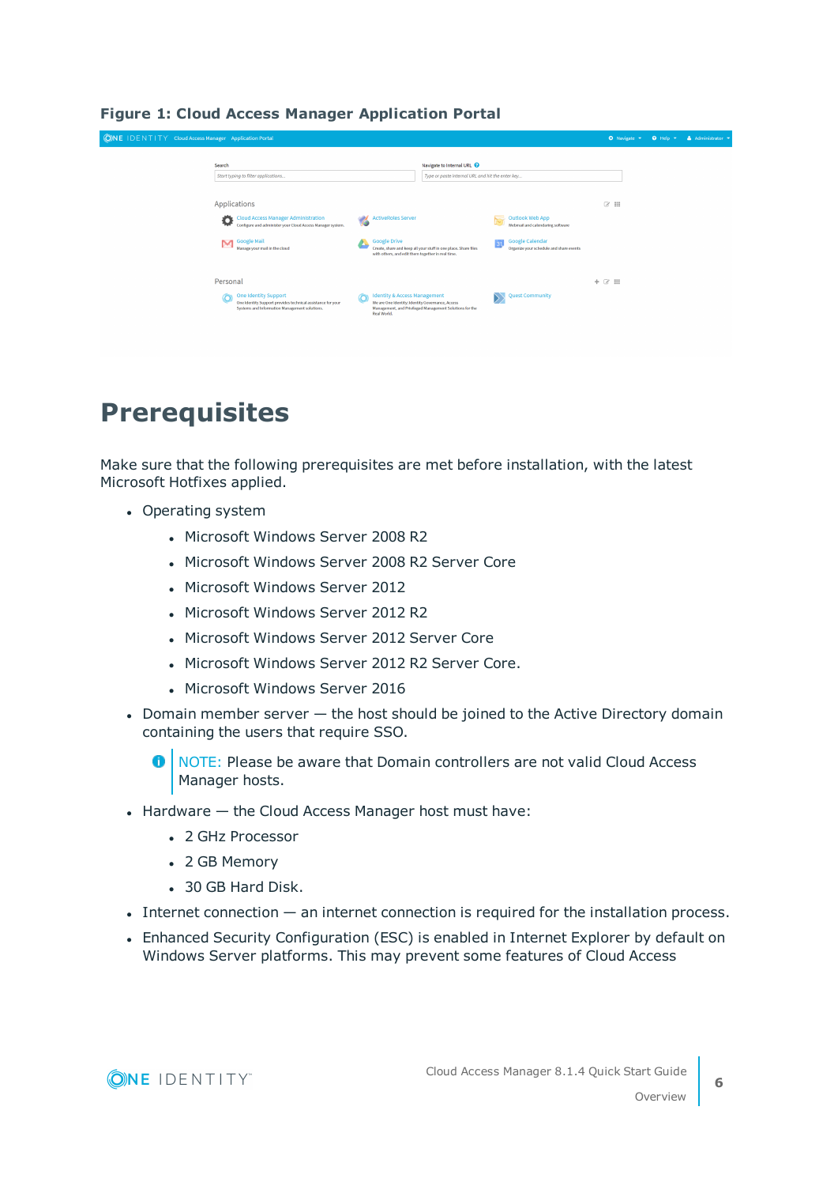**Figure 1: Cloud Access Manager Application Portal**

# Prerequisites

Make sure that the following prerequisites are met before installation, with the latest Microsoft Hotfixes applied.

- Operating system
  - Microsoft Windows Server 2008 R2
  - Microsoft Windows Server 2008 R2 Server Core
  - Microsoft Windows Server 2012
  - Microsoft Windows Server 2012 R2
  - Microsoft Windows Server 2012 Server Core
  - Microsoft Windows Server 2012 R2 Server Core.
  - Microsoft Windows Server 2016
- Domain member server — the host should be joined to the Active Directory domain containing the users that require SSO.

  NOTE: Please be aware that Domain controllers are not valid Cloud Access Manager hosts.

- Hardware — the Cloud Access Manager host must have:
  - 2 GHz Processor
  - 2 GB Memory
  - 30 GB Hard Disk.
- Internet connection — an internet connection is required for the installation process.
- Enhanced Security Configuration (ESC) is enabled in Internet Explorer by default on Windows Server platforms. This may prevent some features of Cloud Access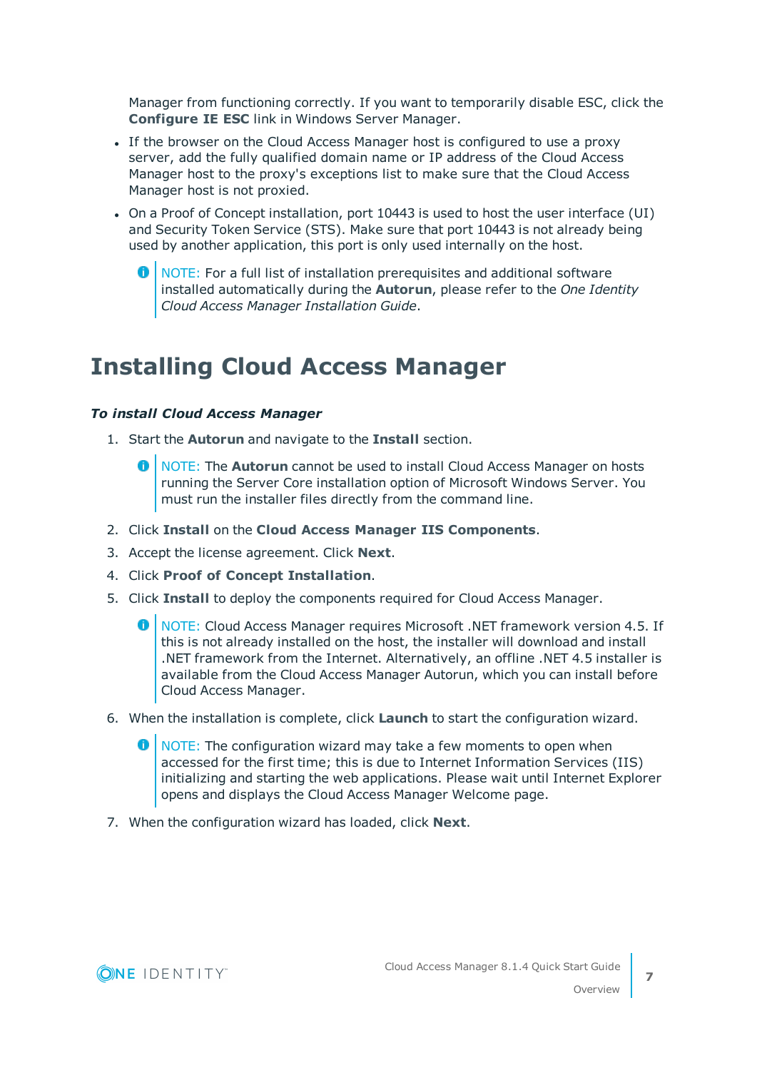Manager from functioning correctly. If you want to temporarily disable ESC, click the **Configure IE ESC** link in Windows Server Manager.

- If the browser on the Cloud Access Manager host is configured to use a proxy server, add the fully qualified domain name or IP address of the Cloud Access Manager host to the proxy's exceptions list to make sure that the Cloud Access Manager host is not proxied.
- On a Proof of Concept installation, port 10443 is used to host the user interface (UI) and Security Token Service (STS). Make sure that port 10443 is not already being used by another application, this port is only used internally on the host.

> NOTE: For a full list of installation prerequisites and additional software installed automatically during the **Autorun**, please refer to the *One Identity Cloud Access Manager Installation Guide*.

# Installing Cloud Access Manager

***To install Cloud Access Manager***

1. Start the **Autorun** and navigate to the **Install** section.

   > NOTE: The **Autorun** cannot be used to install Cloud Access Manager on hosts running the Server Core installation option of Microsoft Windows Server. You must run the installer files directly from the command line.

2. Click **Install** on the **Cloud Access Manager IIS Components**.
3. Accept the license agreement. Click **Next**.
4. Click **Proof of Concept Installation**.
5. Click **Install** to deploy the components required for Cloud Access Manager.

   > NOTE: Cloud Access Manager requires Microsoft .NET framework version 4.5. If this is not already installed on the host, the installer will download and install .NET framework from the Internet. Alternatively, an offline .NET 4.5 installer is available from the Cloud Access Manager Autorun, which you can install before Cloud Access Manager.

6. When the installation is complete, click **Launch** to start the configuration wizard.

   > NOTE: The configuration wizard may take a few moments to open when accessed for the first time; this is due to Internet Information Services (IIS) initializing and starting the web applications. Please wait until Internet Explorer opens and displays the Cloud Access Manager Welcome page.

7. When the configuration wizard has loaded, click **Next**.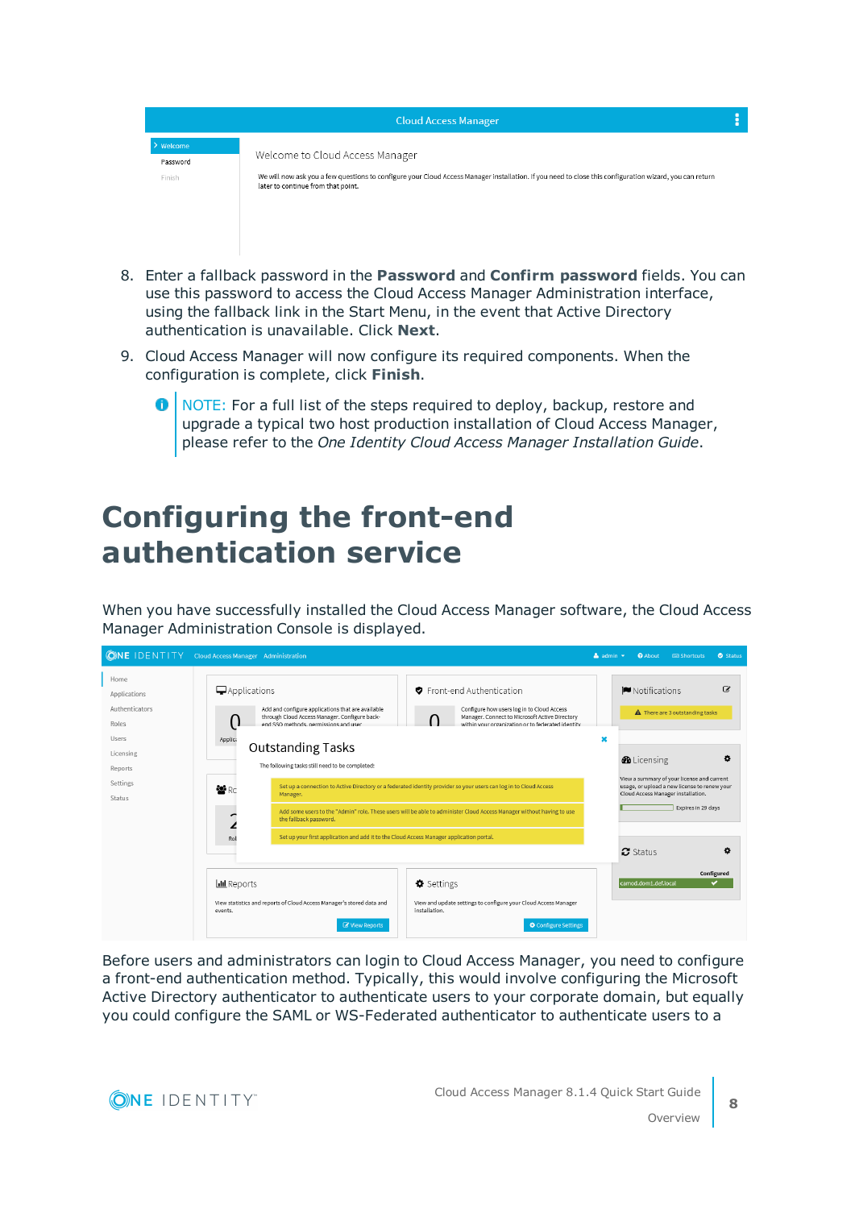8. Enter a fallback password in the **Password** and **Confirm password** fields. You can use this password to access the Cloud Access Manager Administration interface, using the fallback link in the Start Menu, in the event that Active Directory authentication is unavailable. Click **Next**.

9. Cloud Access Manager will now configure its required components. When the configuration is complete, click **Finish**.

> NOTE: For a full list of the steps required to deploy, backup, restore and upgrade a typical two host production installation of Cloud Access Manager, please refer to the *One Identity Cloud Access Manager Installation Guide*.

# Configuring the front-end authentication service

When you have successfully installed the Cloud Access Manager software, the Cloud Access Manager Administration Console is displayed.

Before users and administrators can login to Cloud Access Manager, you need to configure a front-end authentication method. Typically, this would involve configuring the Microsoft Active Directory authenticator to authenticate users to your corporate domain, but equally you could configure the SAML or WS-Federated authenticator to authenticate users to a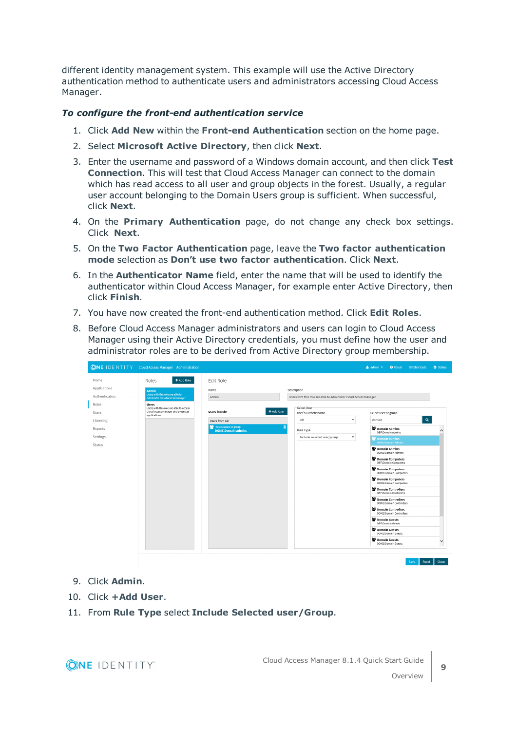different identity management system. This example will use the Active Directory authentication method to authenticate users and administrators accessing Cloud Access Manager.

***To configure the front-end authentication service***

1. Click **Add New** within the **Front-end Authentication** section on the home page.
2. Select **Microsoft Active Directory**, then click **Next**.
3. Enter the username and password of a Windows domain account, and then click **Test Connection**. This will test that Cloud Access Manager can connect to the domain which has read access to all user and group objects in the forest. Usually, a regular user account belonging to the Domain Users group is sufficient. When successful, click **Next**.
4. On the **Primary Authentication** page, do not change any check box settings. Click **Next**.
5. On the **Two Factor Authentication** page, leave the **Two factor authentication mode** selection as **Don't use two factor authentication**. Click **Next**.
6. In the **Authenticator Name** field, enter the name that will be used to identify the authenticator within Cloud Access Manager, for example enter Active Directory, then click **Finish**.
7. You have now created the front-end authentication method. Click **Edit Roles**.
8. Before Cloud Access Manager administrators and users can login to Cloud Access Manager using their Active Directory credentials, you must define how the user and administrator roles are to be derived from Active Directory group membership.
9. Click **Admin**.
10. Click **+Add User**.
11. From **Rule Type** select **Include Selected user/Group**.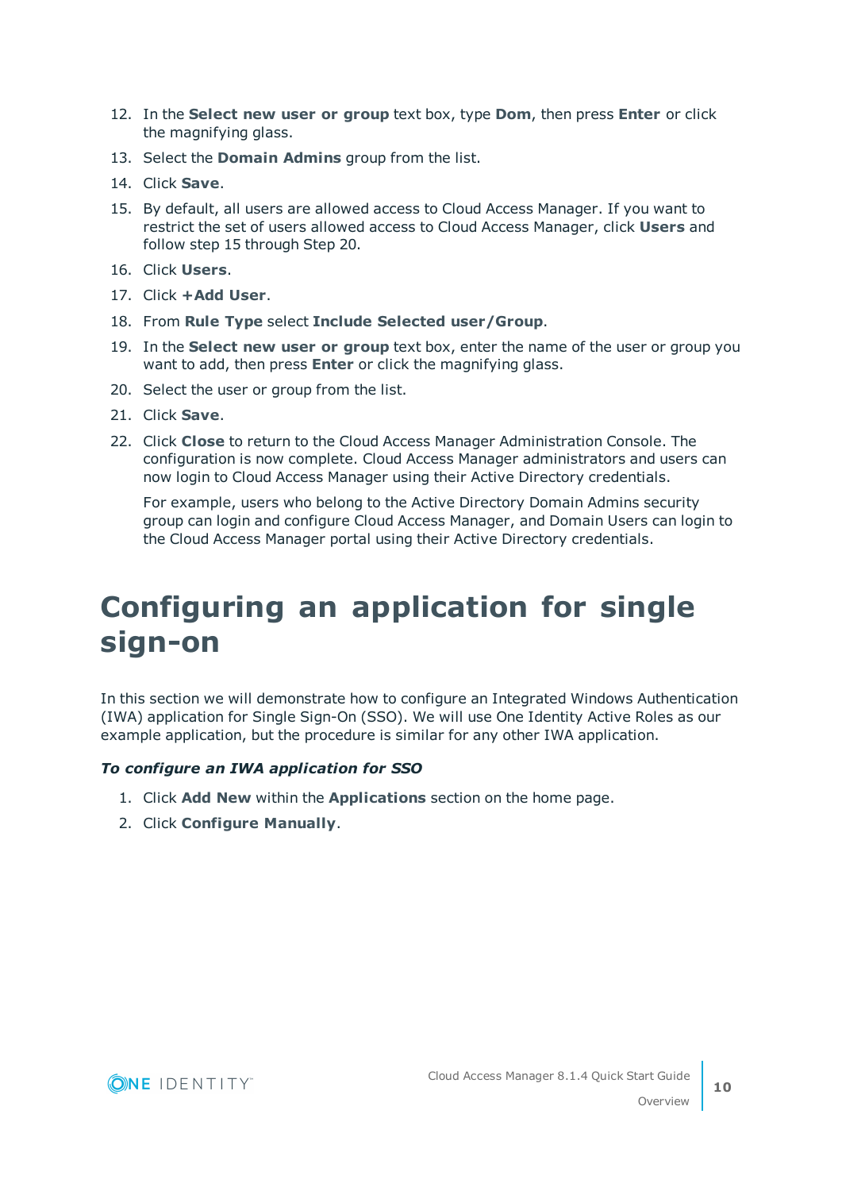12. In the **Select new user or group** text box, type **Dom**, then press **Enter** or click the magnifying glass.
13. Select the **Domain Admins** group from the list.
14. Click **Save**.
15. By default, all users are allowed access to Cloud Access Manager. If you want to restrict the set of users allowed access to Cloud Access Manager, click **Users** and follow step 15 through Step 20.
16. Click **Users**.
17. Click **+Add User**.
18. From **Rule Type** select **Include Selected user/Group**.
19. In the **Select new user or group** text box, enter the name of the user or group you want to add, then press **Enter** or click the magnifying glass.
20. Select the user or group from the list.
21. Click **Save**.
22. Click **Close** to return to the Cloud Access Manager Administration Console. The configuration is now complete. Cloud Access Manager administrators and users can now login to Cloud Access Manager using their Active Directory credentials.

    For example, users who belong to the Active Directory Domain Admins security group can login and configure Cloud Access Manager, and Domain Users can login to the Cloud Access Manager portal using their Active Directory credentials.

# Configuring an application for single sign-on

In this section we will demonstrate how to configure an Integrated Windows Authentication (IWA) application for Single Sign-On (SSO). We will use One Identity Active Roles as our example application, but the procedure is similar for any other IWA application.

***To configure an IWA application for SSO***

1. Click **Add New** within the **Applications** section on the home page.
2. Click **Configure Manually**.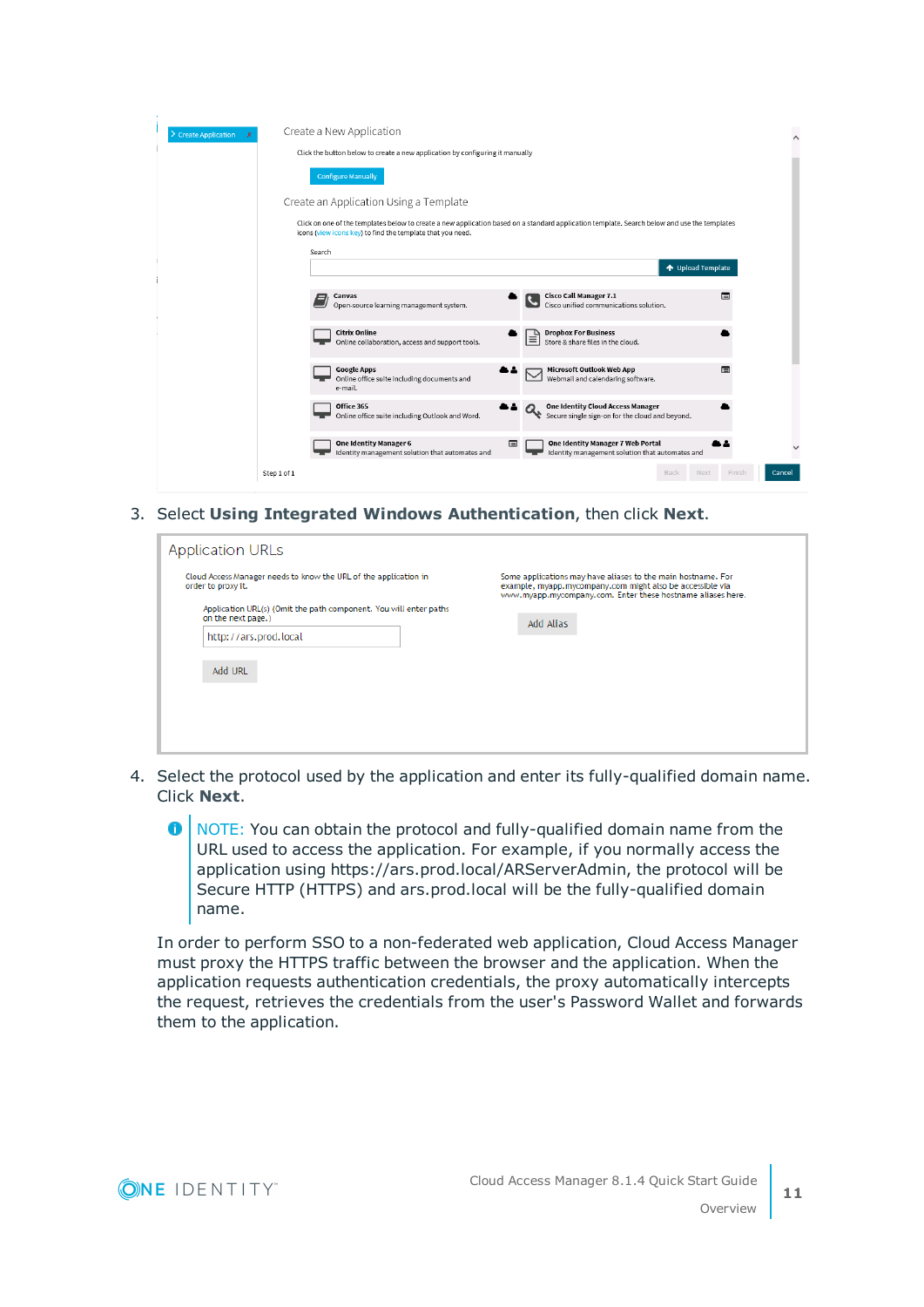3. Select **Using Integrated Windows Authentication**, then click **Next**.

4. Select the protocol used by the application and enter its fully-qualified domain name. Click **Next**.

   NOTE: You can obtain the protocol and fully-qualified domain name from the URL used to access the application. For example, if you normally access the application using https://ars.prod.local/ARServerAdmin, the protocol will be Secure HTTP (HTTPS) and ars.prod.local will be the fully-qualified domain name.

   In order to perform SSO to a non-federated web application, Cloud Access Manager must proxy the HTTPS traffic between the browser and the application. When the application requests authentication credentials, the proxy automatically intercepts the request, retrieves the credentials from the user's Password Wallet and forwards them to the application.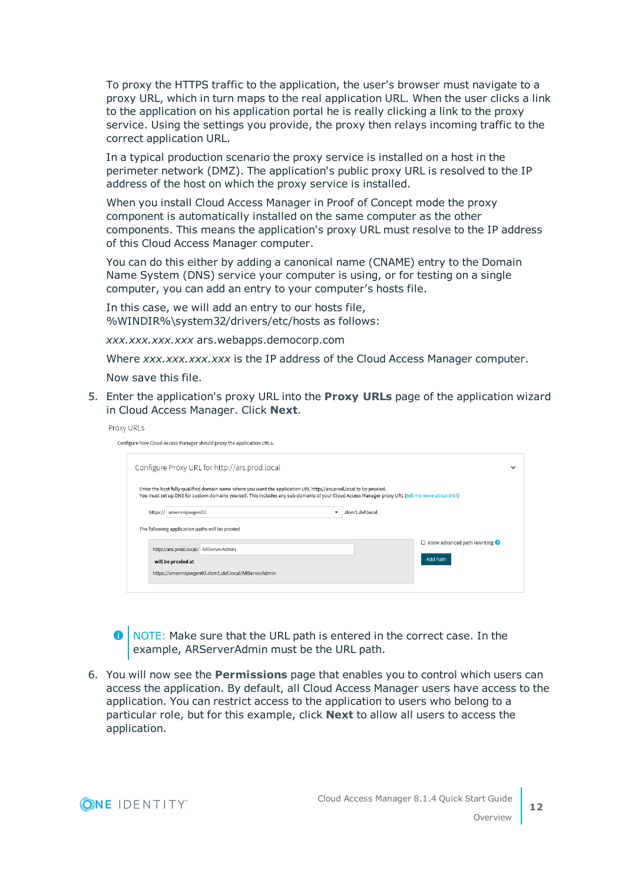To proxy the HTTPS traffic to the application, the user's browser must navigate to a proxy URL, which in turn maps to the real application URL. When the user clicks a link to the application on his application portal he is really clicking a link to the proxy service. Using the settings you provide, the proxy then relays incoming traffic to the correct application URL.

In a typical production scenario the proxy service is installed on a host in the perimeter network (DMZ). The application's public proxy URL is resolved to the IP address of the host on which the proxy service is installed.

When you install Cloud Access Manager in Proof of Concept mode the proxy component is automatically installed on the same computer as the other components. This means the application's proxy URL must resolve to the IP address of this Cloud Access Manager computer.

You can do this either by adding a canonical name (CNAME) entry to the Domain Name System (DNS) service your computer is using, or for testing on a single computer, you can add an entry to your computer's hosts file.

In this case, we will add an entry to our hosts file, %WINDIR%\system32/drivers/etc/hosts as follows:

*xxx.xxx.xxx.xxx* ars.webapps.democorp.com

Where *xxx.xxx.xxx.xxx* is the IP address of the Cloud Access Manager computer.

Now save this file.

5. Enter the application's proxy URL into the **Proxy URLs** page of the application wizard in Cloud Access Manager. Click **Next**.

   Proxy URLs

   Configure how Cloud Access Manager should proxy the application URLs.

   Configure Proxy URL for http://ars.prod.local

   Enter the host fully qualified domain name where you want the application URL http://ars.prod.local to be proxied.
   You must set up DNS for custom domains yourself. This includes any sub-domains of your Cloud Access Manager proxy URL (tell me more about DNS)

   https:// amermspwgen03 .dom1.def.local

   The following application paths will be proxied

   http://ars.prod.local/ ARServerAdmin

   will be proxied at

   https://amermspwgen03.dom1.def.local/ARServerAdmin

   Allow advanced path rewriting

   Add Path

   NOTE: Make sure that the URL path is entered in the correct case. In the example, ARServerAdmin must be the URL path.

6. You will now see the **Permissions** page that enables you to control which users can access the application. By default, all Cloud Access Manager users have access to the application. You can restrict access to the application to users who belong to a particular role, but for this example, click **Next** to allow all users to access the application.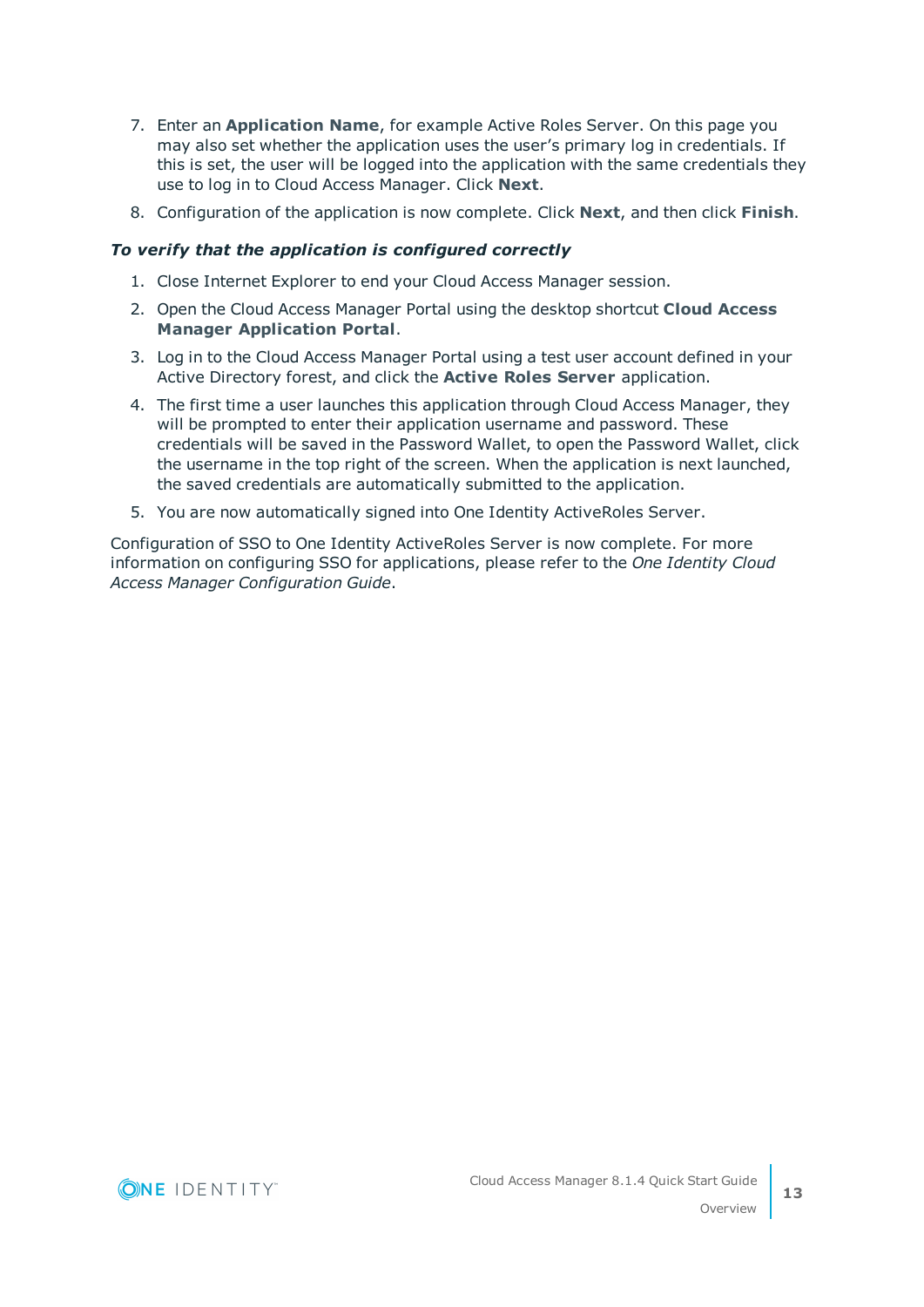7. Enter an **Application Name**, for example Active Roles Server. On this page you may also set whether the application uses the user's primary log in credentials. If this is set, the user will be logged into the application with the same credentials they use to log in to Cloud Access Manager. Click **Next**.
8. Configuration of the application is now complete. Click **Next**, and then click **Finish**.

***To verify that the application is configured correctly***

1. Close Internet Explorer to end your Cloud Access Manager session.
2. Open the Cloud Access Manager Portal using the desktop shortcut **Cloud Access Manager Application Portal**.
3. Log in to the Cloud Access Manager Portal using a test user account defined in your Active Directory forest, and click the **Active Roles Server** application.
4. The first time a user launches this application through Cloud Access Manager, they will be prompted to enter their application username and password. These credentials will be saved in the Password Wallet, to open the Password Wallet, click the username in the top right of the screen. When the application is next launched, the saved credentials are automatically submitted to the application.
5. You are now automatically signed into One Identity ActiveRoles Server.

Configuration of SSO to One Identity ActiveRoles Server is now complete. For more information on configuring SSO for applications, please refer to the *One Identity Cloud Access Manager Configuration Guide*.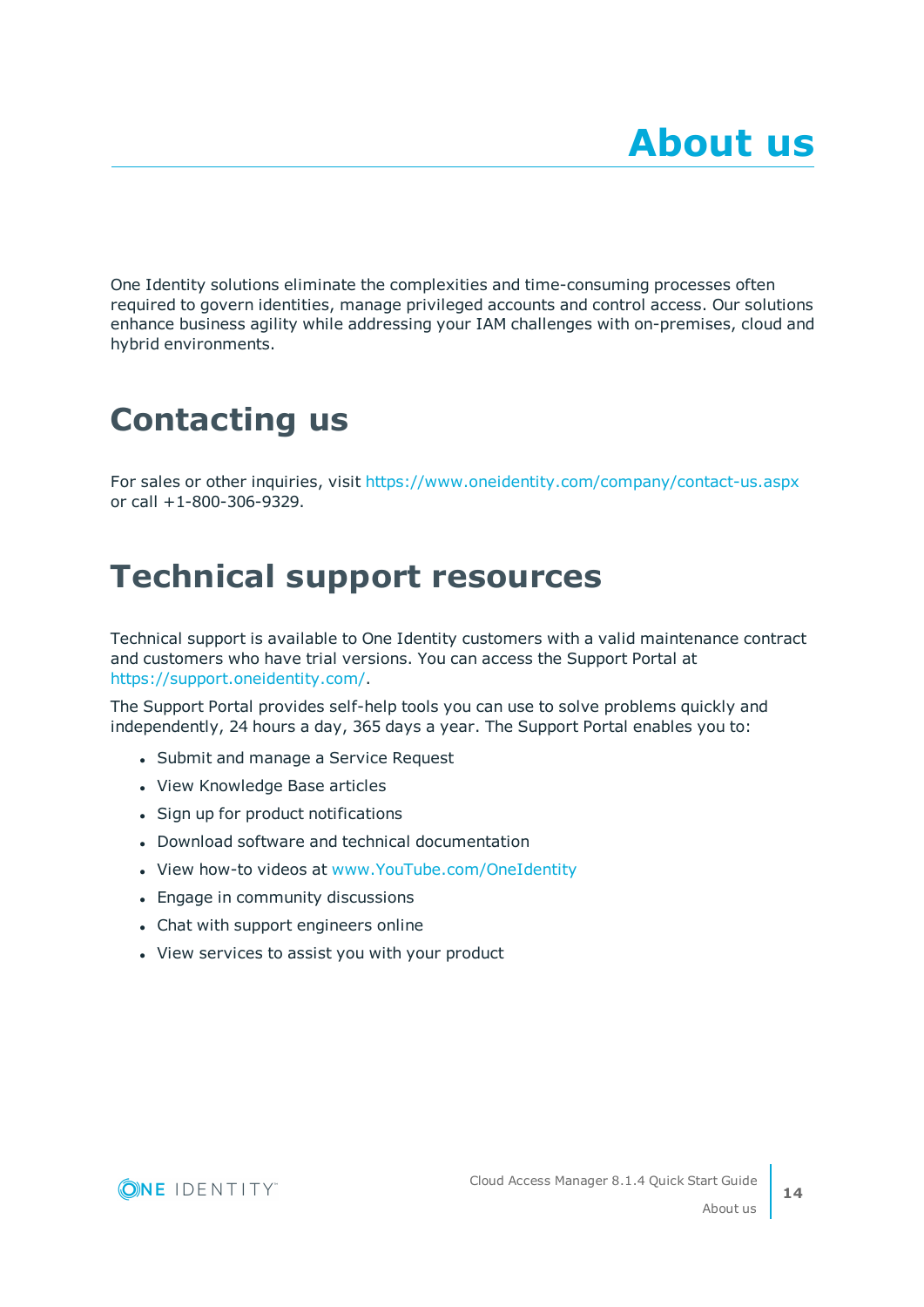# About us

One Identity solutions eliminate the complexities and time-consuming processes often required to govern identities, manage privileged accounts and control access. Our solutions enhance business agility while addressing your IAM challenges with on-premises, cloud and hybrid environments.

## Contacting us

For sales or other inquiries, visit https://www.oneidentity.com/company/contact-us.aspx or call +1-800-306-9329.

## Technical support resources

Technical support is available to One Identity customers with a valid maintenance contract and customers who have trial versions. You can access the Support Portal at https://support.oneidentity.com/.

The Support Portal provides self-help tools you can use to solve problems quickly and independently, 24 hours a day, 365 days a year. The Support Portal enables you to:

- Submit and manage a Service Request
- View Knowledge Base articles
- Sign up for product notifications
- Download software and technical documentation
- View how-to videos at www.YouTube.com/OneIdentity
- Engage in community discussions
- Chat with support engineers online
- View services to assist you with your product